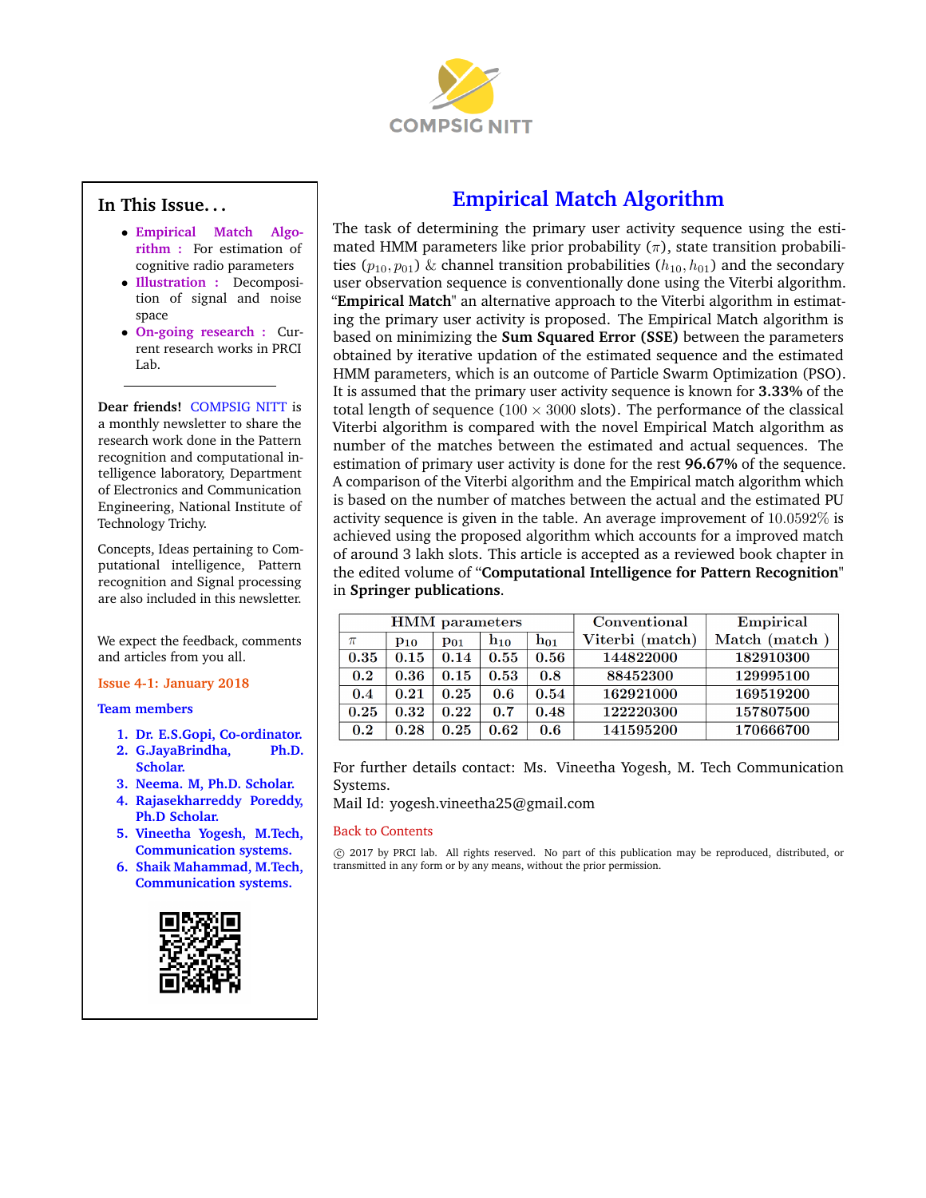COMPSIG NITT

## In This Issue...

- **Empirical Match Algorithm** : For estimation of cognitive radio parameters
- **Illustration** : Decomposition of signal and noise space
- **On-going research** : Current research works in PRCI Lab.

**Dear friends!** COMPSIG NITT is a monthly newsletter to share the research work done in the Pattern recognition and computational intelligence laboratory, Department of Electronics and Communication Engineering, National Institute of Technology Trichy.

Concepts, Ideas pertaining to Computational intelligence, Pattern recognition and Signal processing are also included in this newsletter.

We expect the feedback, comments and articles from you all.

**Issue 4-1: January 2018**

**Team members**

1. **Dr. E.S.Gopi, Co-ordinator.**
2. **G.JayaBrindha, Ph.D. Scholar.**
3. **Neema. M, Ph.D. Scholar.**
4. **Rajasekharreddy Poreddy, Ph.D Scholar.**
5. **Vineetha Yogesh, M.Tech, Communication systems.**
6. **Shaik Mahammad, M.Tech, Communication systems.**

# Empirical Match Algorithm

The task of determining the primary user activity sequence using the estimated HMM parameters like prior probability ($\pi$), state transition probabilities ($p_{10}, p_{01}$) & channel transition probabilities ($h_{10}, h_{01}$) and the secondary user observation sequence is conventionally done using the Viterbi algorithm. "**Empirical Match**" an alternative approach to the Viterbi algorithm in estimating the primary user activity is proposed. The Empirical Match algorithm is based on minimizing the **Sum Squared Error (SSE)** between the parameters obtained by iterative updation of the estimated sequence and the estimated HMM parameters, which is an outcome of Particle Swarm Optimization (PSO). It is assumed that the primary user activity sequence is known for **3.33%** of the total length of sequence ($100 \times 3000$ slots). The performance of the classical Viterbi algorithm is compared with the novel Empirical Match algorithm as number of the matches between the estimated and actual sequences. The estimation of primary user activity is done for the rest **96.67%** of the sequence. A comparison of the Viterbi algorithm and the Empirical match algorithm which is based on the number of matches between the actual and the estimated PU activity sequence is given in the table. An average improvement of $10.0592\%$ is achieved using the proposed algorithm which accounts for a improved match of around 3 lakh slots. This article is accepted as a reviewed book chapter in the edited volume of "**Computational Intelligence for Pattern Recognition**" in **Springer publications**.

| HMM parameters | | | | | Conventional | Empirical |
|---|---|---|---|---|---|---|
| $\pi$ | $p_{10}$ | $p_{01}$ | $h_{10}$ | $h_{01}$ | Viterbi (match) | Match (match ) |
| 0.35 | 0.15 | 0.14 | 0.55 | 0.56 | 144822000 | 182910300 |
| 0.2 | 0.36 | 0.15 | 0.53 | 0.8 | 88452300 | 129995100 |
| 0.4 | 0.21 | 0.25 | 0.6 | 0.54 | 162921000 | 169519200 |
| 0.25 | 0.32 | 0.22 | 0.7 | 0.48 | 122220300 | 157807500 |
| 0.2 | 0.28 | 0.25 | 0.62 | 0.6 | 141595200 | 170666700 |

For further details contact: Ms. Vineetha Yogesh, M. Tech Communication Systems.
Mail Id: yogesh.vineetha25@gmail.com

Back to Contents

© 2017 by PRCI lab. All rights reserved. No part of this publication may be reproduced, distributed, or transmitted in any form or by any means, without the prior permission.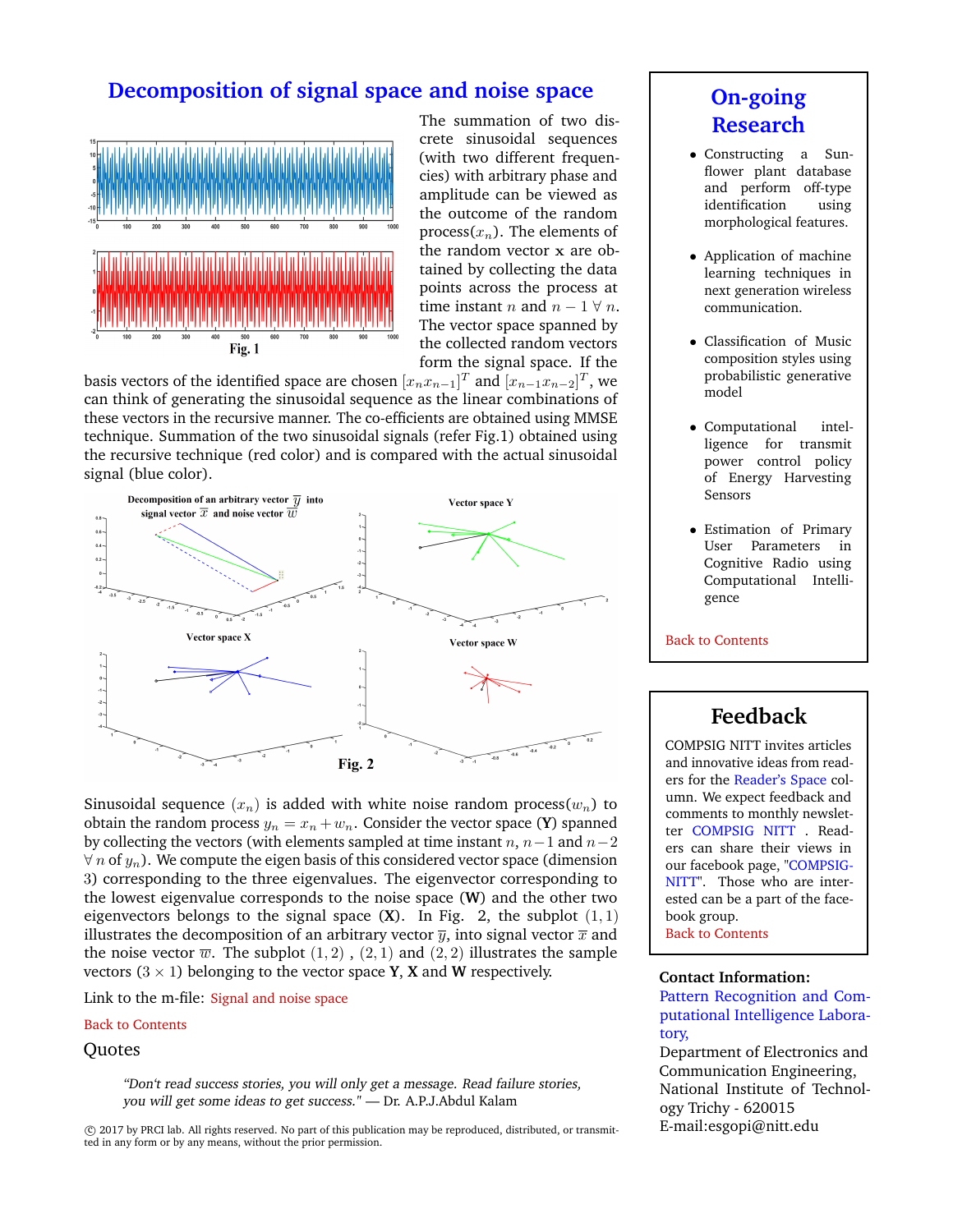# Decomposition of signal space and noise space

The summation of two discrete sinusoidal sequences (with two different frequencies) with arbitrary phase and amplitude can be viewed as the outcome of the random process($x_n$). The elements of the random vector $\mathbf{x}$ are obtained by collecting the data points across the process at time instant $n$ and $n-1 \;\forall\; n$. The vector space spanned by the collected random vectors form the signal space. If the basis vectors of the identified space are chosen $[x_n x_{n-1}]^T$ and $[x_{n-1} x_{n-2}]^T$, we can think of generating the sinusoidal sequence as the linear combinations of these vectors in the recursive manner. The co-efficients are obtained using MMSE technique. Summation of the two sinusoidal signals (refer Fig.1) obtained using the recursive technique (red color) and is compared with the actual sinusoidal signal (blue color).

Fig. 1

Decomposition of an arbitrary vector $\overline{y}$ into signal vector $\overline{x}$ and noise vector $\overline{w}$

Vector space Y

Vector space X

Vector space W

Fig. 2

Sinusoidal sequence $(x_n)$ is added with white noise random process($w_n$) to obtain the random process $y_n = x_n + w_n$. Consider the vector space (**Y**) spanned by collecting the vectors (with elements sampled at time instant $n$, $n-1$ and $n-2$ $\forall\; n$ of $y_n$). We compute the eigen basis of this considered vector space (dimension 3) corresponding to the three eigenvalues. The eigenvector corresponding to the lowest eigenvalue corresponds to the noise space (**W**) and the other two eigenvectors belongs to the signal space (**X**). In Fig. 2, the subplot $(1,1)$ illustrates the decomposition of an arbitrary vector $\overline{y}$, into signal vector $\overline{x}$ and the noise vector $\overline{w}$. The subplot $(1,2)$ , $(2,1)$ and $(2,2)$ illustrates the sample vectors $(3 \times 1)$ belonging to the vector space **Y**, **X** and **W** respectively.

Link to the m-file: Signal and noise space

Back to Contents

## Quotes

> *"Don't read success stories, you will only get a message. Read failure stories, you will get some ideas to get success."* — Dr. A.P.J.Abdul Kalam

© 2017 by PRCI lab. All rights reserved. No part of this publication may be reproduced, distributed, or transmitted in any form or by any means, without the prior permission.

## On-going Research

- Constructing a Sunflower plant database and perform off-type identification using morphological features.
- Application of machine learning techniques in next generation wireless communication.
- Classification of Music composition styles using probabilistic generative model
- Computational intelligence for transmit power control policy of Energy Harvesting Sensors
- Estimation of Primary User Parameters in Cognitive Radio using Computational Intelligence

Back to Contents

## Feedback

COMPSIG NITT invites articles and innovative ideas from readers for the Reader's Space column. We expect feedback and comments to monthly newsletter COMPSIG NITT . Readers can share their views in our facebook page, "COMPSIG-NITT". Those who are interested can be a part of the facebook group.

Back to Contents

**Contact Information:**

Pattern Recognition and Computational Intelligence Laboratory,

Department of Electronics and Communication Engineering,

National Institute of Technology Trichy - 620015

E-mail:esgopi@nitt.edu